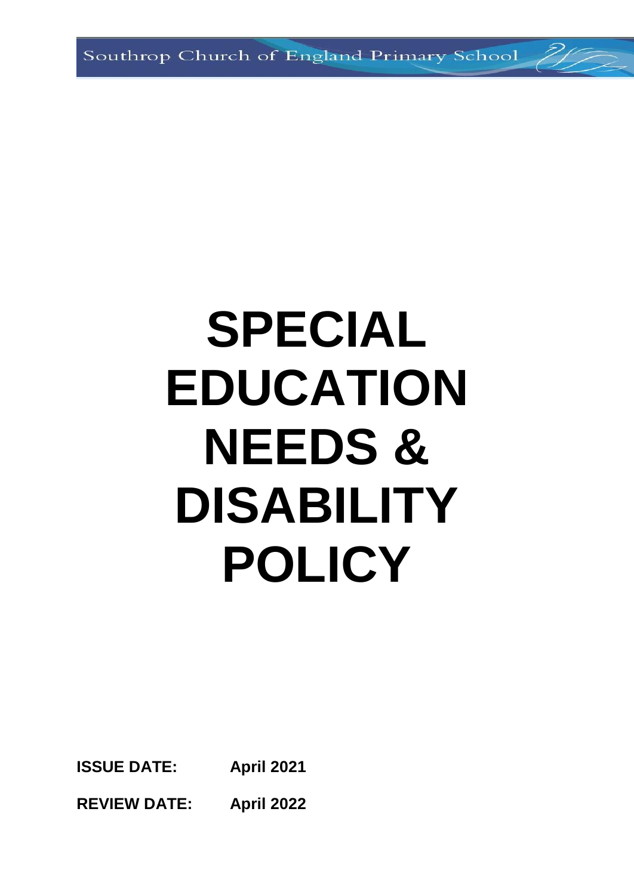Southrop Church of England Primary School

# SPECIAL EDUCATION NEEDS & DISABILITY POLICY

**ISSUE DATE:** **April 2021**

**REVIEW DATE:** **April 2022**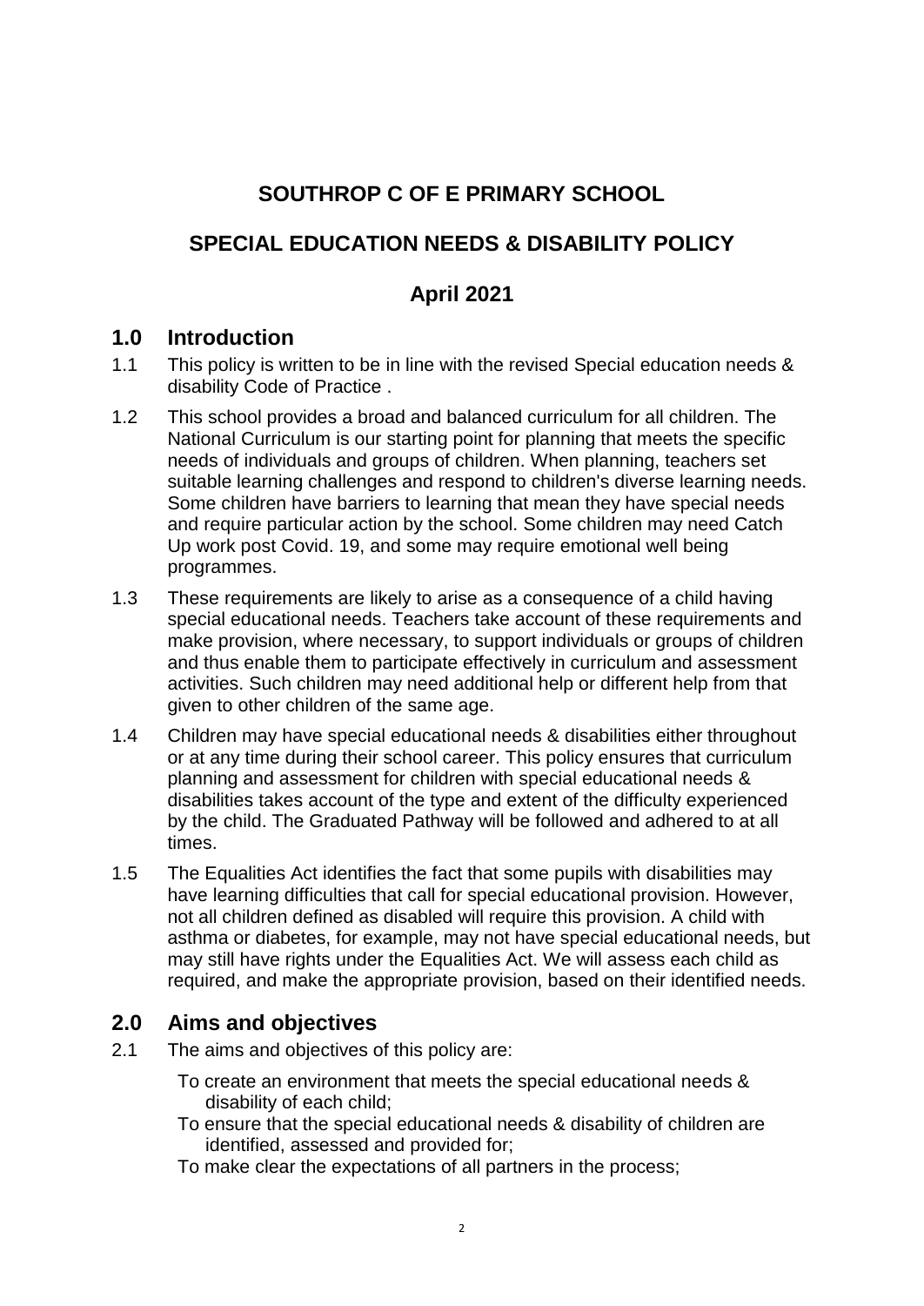# SOUTHROP C OF E PRIMARY SCHOOL

# SPECIAL EDUCATION NEEDS & DISABILITY POLICY

# April 2021

## 1.0 Introduction

1.1 This policy is written to be in line with the revised Special education needs & disability Code of Practice .

1.2 This school provides a broad and balanced curriculum for all children. The National Curriculum is our starting point for planning that meets the specific needs of individuals and groups of children. When planning, teachers set suitable learning challenges and respond to children's diverse learning needs. Some children have barriers to learning that mean they have special needs and require particular action by the school. Some children may need Catch Up work post Covid. 19, and some may require emotional well being programmes.

1.3 These requirements are likely to arise as a consequence of a child having special educational needs. Teachers take account of these requirements and make provision, where necessary, to support individuals or groups of children and thus enable them to participate effectively in curriculum and assessment activities. Such children may need additional help or different help from that given to other children of the same age.

1.4 Children may have special educational needs & disabilities either throughout or at any time during their school career. This policy ensures that curriculum planning and assessment for children with special educational needs & disabilities takes account of the type and extent of the difficulty experienced by the child. The Graduated Pathway will be followed and adhered to at all times.

1.5 The Equalities Act identifies the fact that some pupils with disabilities may have learning difficulties that call for special educational provision. However, not all children defined as disabled will require this provision. A child with asthma or diabetes, for example, may not have special educational needs, but may still have rights under the Equalities Act. We will assess each child as required, and make the appropriate provision, based on their identified needs.

## 2.0 Aims and objectives

2.1 The aims and objectives of this policy are:

- To create an environment that meets the special educational needs & disability of each child;
- To ensure that the special educational needs & disability of children are identified, assessed and provided for;
- To make clear the expectations of all partners in the process;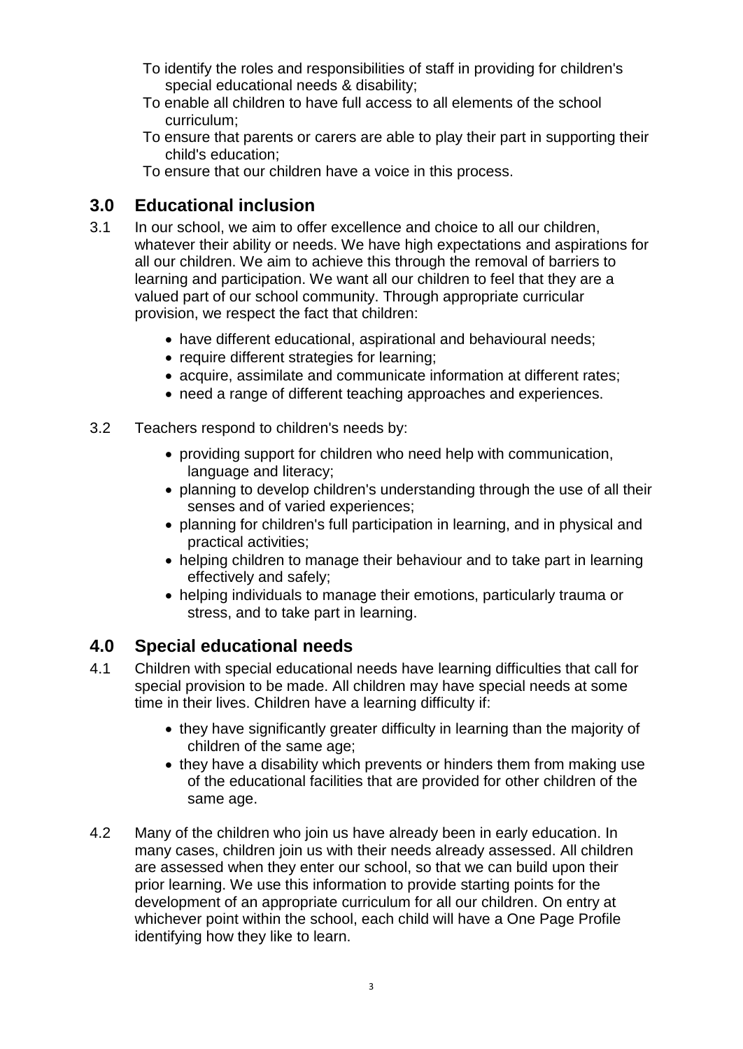To identify the roles and responsibilities of staff in providing for children's special educational needs & disability;

To enable all children to have full access to all elements of the school curriculum;

To ensure that parents or carers are able to play their part in supporting their child's education;

To ensure that our children have a voice in this process.

## 3.0 Educational inclusion

3.1 In our school, we aim to offer excellence and choice to all our children, whatever their ability or needs. We have high expectations and aspirations for all our children. We aim to achieve this through the removal of barriers to learning and participation. We want all our children to feel that they are a valued part of our school community. Through appropriate curricular provision, we respect the fact that children:

- have different educational, aspirational and behavioural needs;
- require different strategies for learning;
- acquire, assimilate and communicate information at different rates;
- need a range of different teaching approaches and experiences.

3.2 Teachers respond to children's needs by:

- providing support for children who need help with communication, language and literacy;
- planning to develop children's understanding through the use of all their senses and of varied experiences;
- planning for children's full participation in learning, and in physical and practical activities;
- helping children to manage their behaviour and to take part in learning effectively and safely;
- helping individuals to manage their emotions, particularly trauma or stress, and to take part in learning.

## 4.0 Special educational needs

4.1 Children with special educational needs have learning difficulties that call for special provision to be made. All children may have special needs at some time in their lives. Children have a learning difficulty if:

- they have significantly greater difficulty in learning than the majority of children of the same age;
- they have a disability which prevents or hinders them from making use of the educational facilities that are provided for other children of the same age.

4.2 Many of the children who join us have already been in early education. In many cases, children join us with their needs already assessed. All children are assessed when they enter our school, so that we can build upon their prior learning. We use this information to provide starting points for the development of an appropriate curriculum for all our children. On entry at whichever point within the school, each child will have a One Page Profile identifying how they like to learn.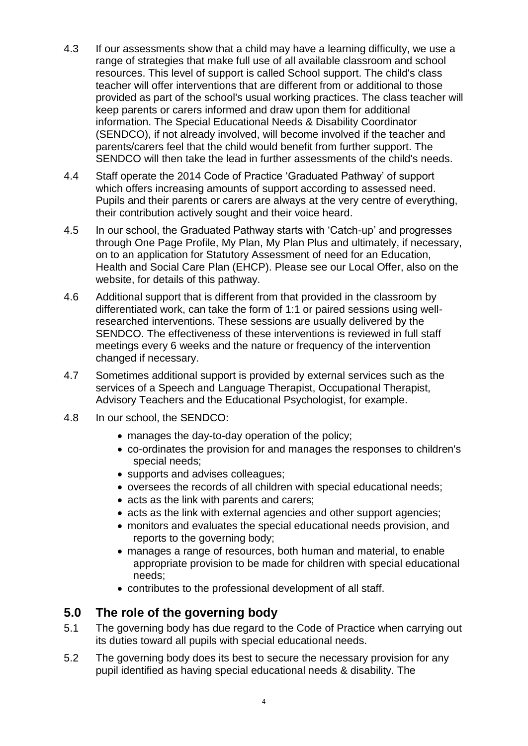4.3 If our assessments show that a child may have a learning difficulty, we use a range of strategies that make full use of all available classroom and school resources. This level of support is called School support. The child's class teacher will offer interventions that are different from or additional to those provided as part of the school's usual working practices. The class teacher will keep parents or carers informed and draw upon them for additional information. The Special Educational Needs & Disability Coordinator (SENDCO), if not already involved, will become involved if the teacher and parents/carers feel that the child would benefit from further support. The SENDCO will then take the lead in further assessments of the child's needs.

4.4 Staff operate the 2014 Code of Practice 'Graduated Pathway' of support which offers increasing amounts of support according to assessed need. Pupils and their parents or carers are always at the very centre of everything, their contribution actively sought and their voice heard.

4.5 In our school, the Graduated Pathway starts with 'Catch-up' and progresses through One Page Profile, My Plan, My Plan Plus and ultimately, if necessary, on to an application for Statutory Assessment of need for an Education, Health and Social Care Plan (EHCP). Please see our Local Offer, also on the website, for details of this pathway.

4.6 Additional support that is different from that provided in the classroom by differentiated work, can take the form of 1:1 or paired sessions using well-researched interventions. These sessions are usually delivered by the SENDCO. The effectiveness of these interventions is reviewed in full staff meetings every 6 weeks and the nature or frequency of the intervention changed if necessary.

4.7 Sometimes additional support is provided by external services such as the services of a Speech and Language Therapist, Occupational Therapist, Advisory Teachers and the Educational Psychologist, for example.

4.8 In our school, the SENDCO:

- manages the day-to-day operation of the policy;
- co-ordinates the provision for and manages the responses to children's special needs;
- supports and advises colleagues;
- oversees the records of all children with special educational needs;
- acts as the link with parents and carers;
- acts as the link with external agencies and other support agencies;
- monitors and evaluates the special educational needs provision, and reports to the governing body;
- manages a range of resources, both human and material, to enable appropriate provision to be made for children with special educational needs;
- contributes to the professional development of all staff.

## 5.0 The role of the governing body

5.1 The governing body has due regard to the Code of Practice when carrying out its duties toward all pupils with special educational needs.

5.2 The governing body does its best to secure the necessary provision for any pupil identified as having special educational needs & disability. The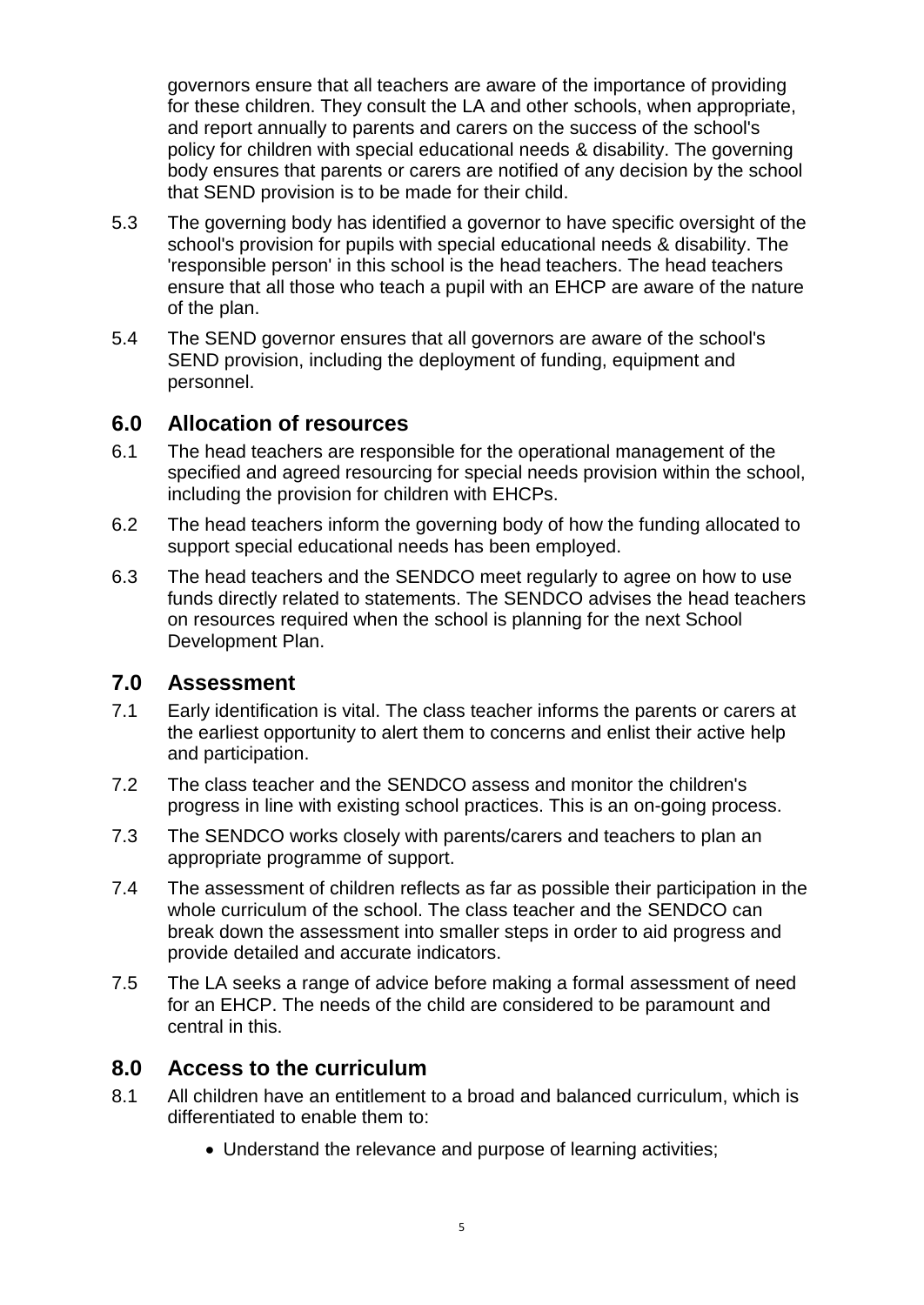governors ensure that all teachers are aware of the importance of providing for these children. They consult the LA and other schools, when appropriate, and report annually to parents and carers on the success of the school's policy for children with special educational needs & disability. The governing body ensures that parents or carers are notified of any decision by the school that SEND provision is to be made for their child.

5.3 The governing body has identified a governor to have specific oversight of the school's provision for pupils with special educational needs & disability. The 'responsible person' in this school is the head teachers. The head teachers ensure that all those who teach a pupil with an EHCP are aware of the nature of the plan.

5.4 The SEND governor ensures that all governors are aware of the school's SEND provision, including the deployment of funding, equipment and personnel.

## 6.0 Allocation of resources

6.1 The head teachers are responsible for the operational management of the specified and agreed resourcing for special needs provision within the school, including the provision for children with EHCPs.

6.2 The head teachers inform the governing body of how the funding allocated to support special educational needs has been employed.

6.3 The head teachers and the SENDCO meet regularly to agree on how to use funds directly related to statements. The SENDCO advises the head teachers on resources required when the school is planning for the next School Development Plan.

## 7.0 Assessment

7.1 Early identification is vital. The class teacher informs the parents or carers at the earliest opportunity to alert them to concerns and enlist their active help and participation.

7.2 The class teacher and the SENDCO assess and monitor the children's progress in line with existing school practices. This is an on-going process.

7.3 The SENDCO works closely with parents/carers and teachers to plan an appropriate programme of support.

7.4 The assessment of children reflects as far as possible their participation in the whole curriculum of the school. The class teacher and the SENDCO can break down the assessment into smaller steps in order to aid progress and provide detailed and accurate indicators.

7.5 The LA seeks a range of advice before making a formal assessment of need for an EHCP. The needs of the child are considered to be paramount and central in this.

## 8.0 Access to the curriculum

8.1 All children have an entitlement to a broad and balanced curriculum, which is differentiated to enable them to:

- Understand the relevance and purpose of learning activities;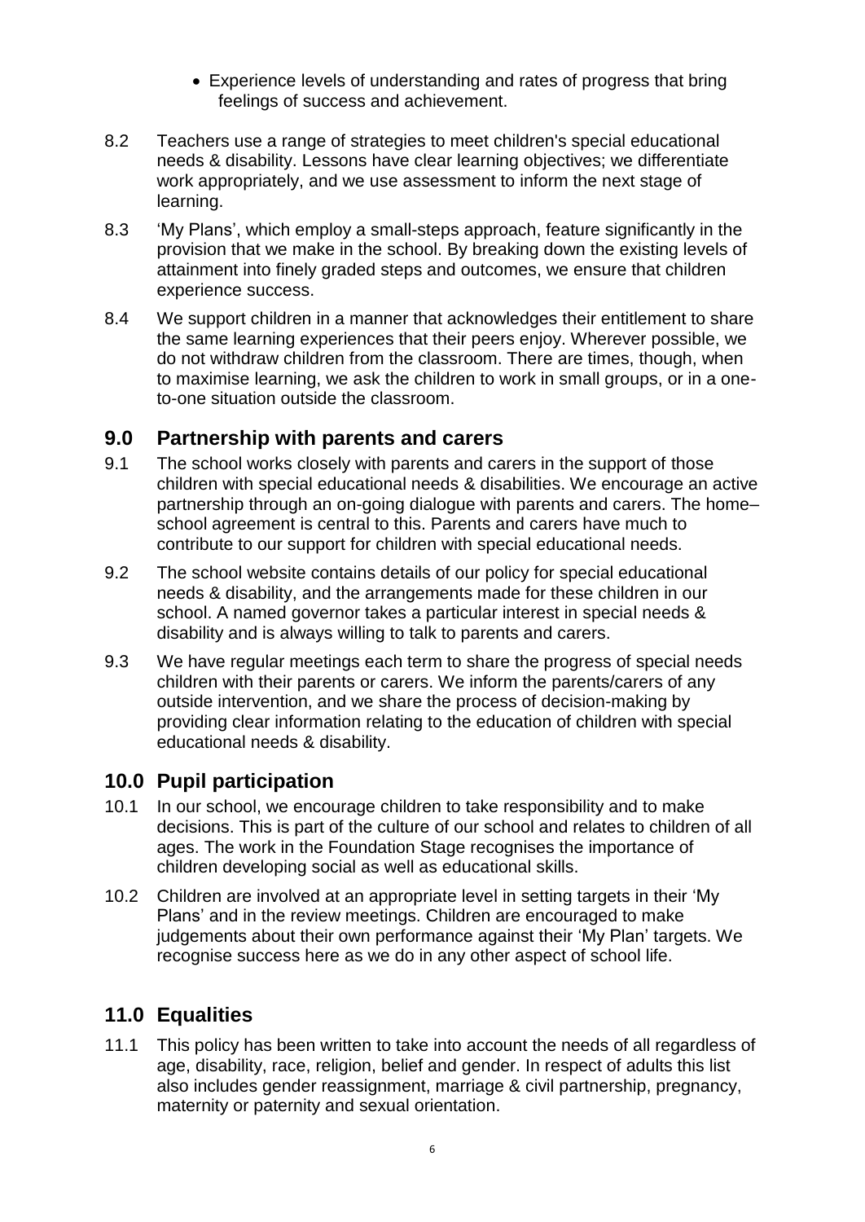- Experience levels of understanding and rates of progress that bring feelings of success and achievement.

8.2 Teachers use a range of strategies to meet children's special educational needs & disability. Lessons have clear learning objectives; we differentiate work appropriately, and we use assessment to inform the next stage of learning.

8.3 'My Plans', which employ a small-steps approach, feature significantly in the provision that we make in the school. By breaking down the existing levels of attainment into finely graded steps and outcomes, we ensure that children experience success.

8.4 We support children in a manner that acknowledges their entitlement to share the same learning experiences that their peers enjoy. Wherever possible, we do not withdraw children from the classroom. There are times, though, when to maximise learning, we ask the children to work in small groups, or in a one-to-one situation outside the classroom.

## 9.0 Partnership with parents and carers

9.1 The school works closely with parents and carers in the support of those children with special educational needs & disabilities. We encourage an active partnership through an on-going dialogue with parents and carers. The home–school agreement is central to this. Parents and carers have much to contribute to our support for children with special educational needs.

9.2 The school website contains details of our policy for special educational needs & disability, and the arrangements made for these children in our school. A named governor takes a particular interest in special needs & disability and is always willing to talk to parents and carers.

9.3 We have regular meetings each term to share the progress of special needs children with their parents or carers. We inform the parents/carers of any outside intervention, and we share the process of decision-making by providing clear information relating to the education of children with special educational needs & disability.

## 10.0 Pupil participation

10.1 In our school, we encourage children to take responsibility and to make decisions. This is part of the culture of our school and relates to children of all ages. The work in the Foundation Stage recognises the importance of children developing social as well as educational skills.

10.2 Children are involved at an appropriate level in setting targets in their 'My Plans' and in the review meetings. Children are encouraged to make judgements about their own performance against their 'My Plan' targets. We recognise success here as we do in any other aspect of school life.

## 11.0 Equalities

11.1 This policy has been written to take into account the needs of all regardless of age, disability, race, religion, belief and gender. In respect of adults this list also includes gender reassignment, marriage & civil partnership, pregnancy, maternity or paternity and sexual orientation.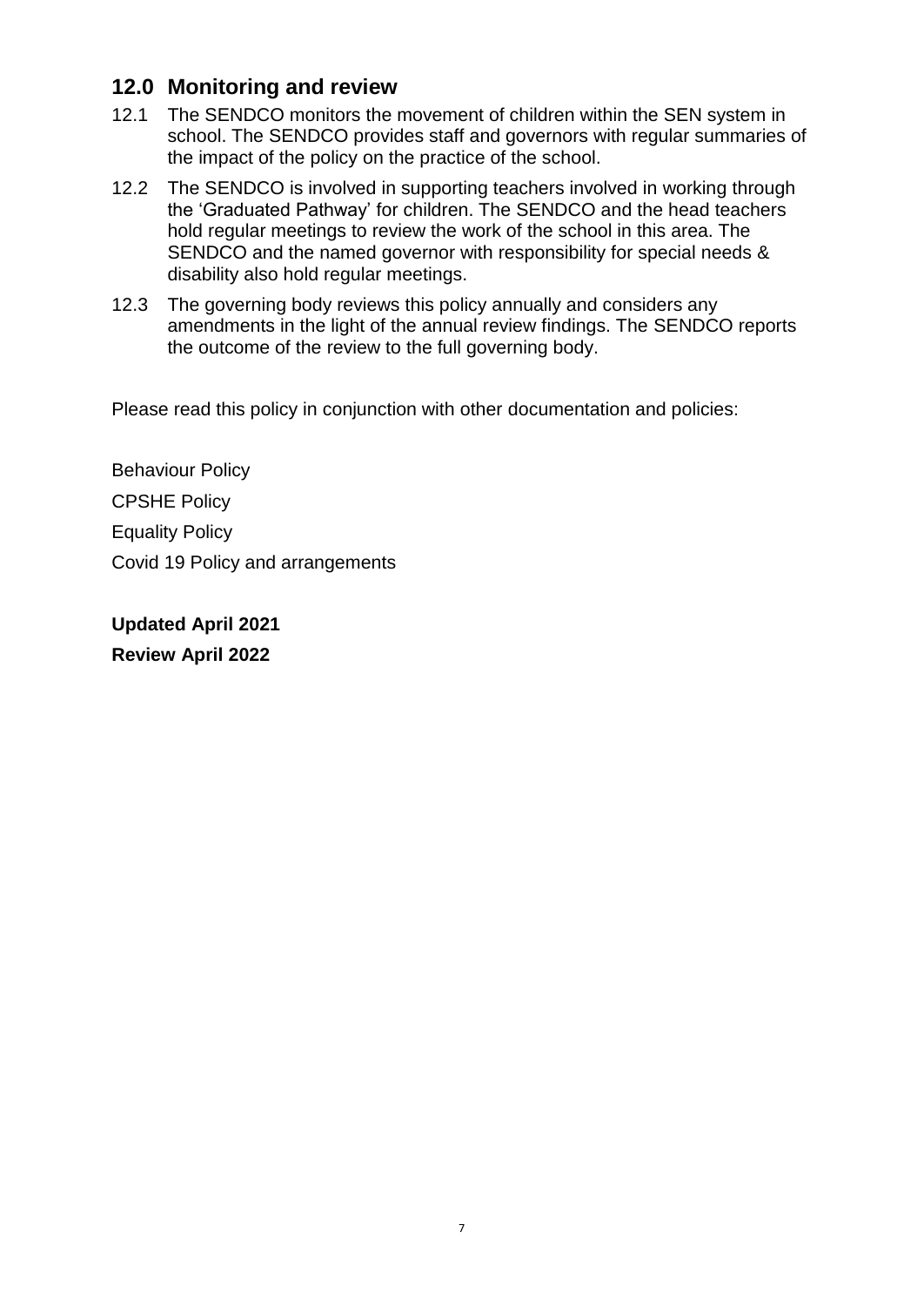## 12.0 Monitoring and review

12.1 The SENDCO monitors the movement of children within the SEN system in school. The SENDCO provides staff and governors with regular summaries of the impact of the policy on the practice of the school.

12.2 The SENDCO is involved in supporting teachers involved in working through the 'Graduated Pathway' for children. The SENDCO and the head teachers hold regular meetings to review the work of the school in this area. The SENDCO and the named governor with responsibility for special needs & disability also hold regular meetings.

12.3 The governing body reviews this policy annually and considers any amendments in the light of the annual review findings. The SENDCO reports the outcome of the review to the full governing body.

Please read this policy in conjunction with other documentation and policies:

Behaviour Policy

CPSHE Policy

Equality Policy

Covid 19 Policy and arrangements

**Updated April 2021**

**Review April 2022**